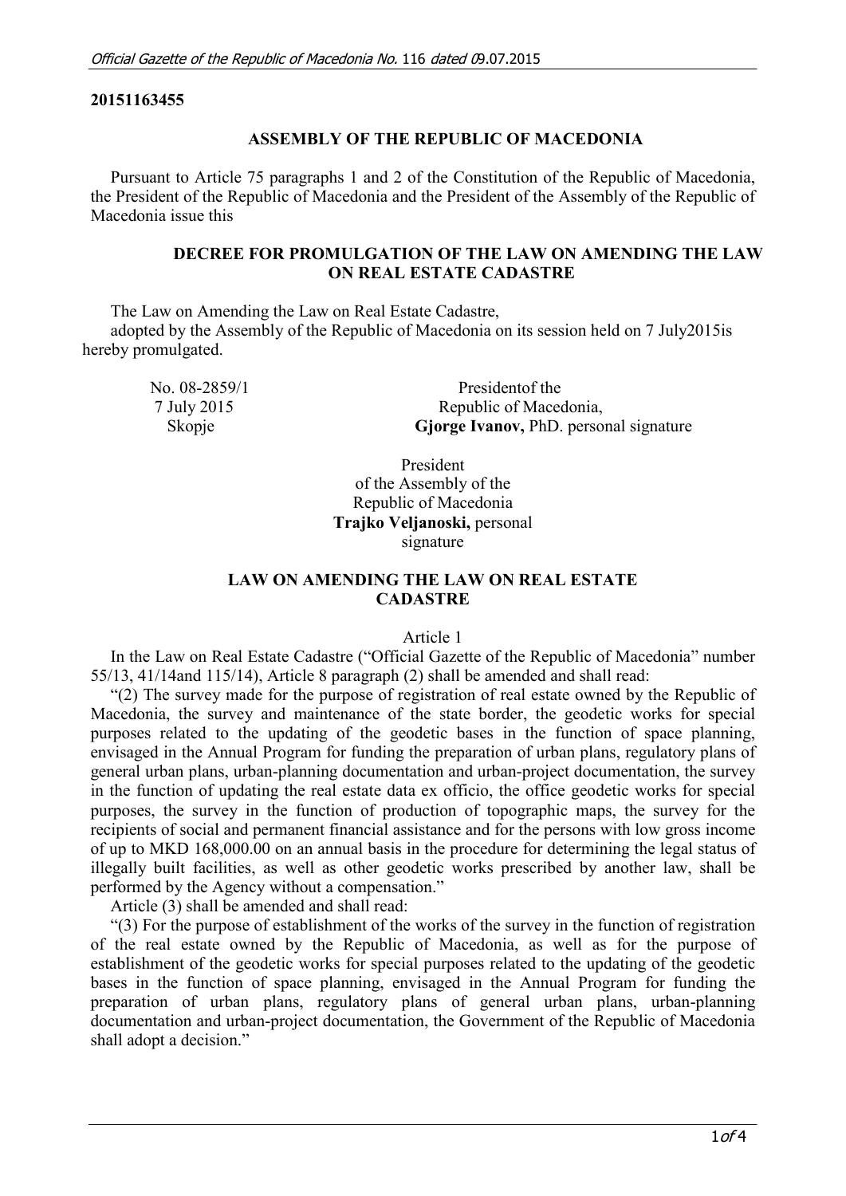**20151163455**

## ASSEMBLY OF THE REPUBLIC OF MACEDONIA

Pursuant to Article 75 paragraphs 1 and 2 of the Constitution of the Republic of Macedonia, the President of the Republic of Macedonia and the President of the Assembly of the Republic of Macedonia issue this

### DECREE FOR PROMULGATION OF THE LAW ON AMENDING THE LAW ON REAL ESTATE CADASTRE

The Law on Amending the Law on Real Estate Cadastre,
adopted by the Assembly of the Republic of Macedonia on its session held on 7 July2015is hereby promulgated.

No. 08-2859/1
7 July 2015
Skopje

Presidentof the
Republic of Macedonia,
**Gjorge Ivanov,** PhD. personal signature

President
of the Assembly of the
Republic of Macedonia
**Trajko Veljanoski,** personal
signature

### LAW ON AMENDING THE LAW ON REAL ESTATE CADASTRE

Article 1

In the Law on Real Estate Cadastre ("Official Gazette of the Republic of Macedonia" number 55/13, 41/14and 115/14), Article 8 paragraph (2) shall be amended and shall read:

"(2) The survey made for the purpose of registration of real estate owned by the Republic of Macedonia, the survey and maintenance of the state border, the geodetic works for special purposes related to the updating of the geodetic bases in the function of space planning, envisaged in the Annual Program for funding the preparation of urban plans, regulatory plans of general urban plans, urban-planning documentation and urban-project documentation, the survey in the function of updating the real estate data ex officio, the office geodetic works for special purposes, the survey in the function of production of topographic maps, the survey for the recipients of social and permanent financial assistance and for the persons with low gross income of up to MKD 168,000.00 on an annual basis in the procedure for determining the legal status of illegally built facilities, as well as other geodetic works prescribed by another law, shall be performed by the Agency without a compensation."

Article (3) shall be amended and shall read:

"(3) For the purpose of establishment of the works of the survey in the function of registration of the real estate owned by the Republic of Macedonia, as well as for the purpose of establishment of the geodetic works for special purposes related to the updating of the geodetic bases in the function of space planning, envisaged in the Annual Program for funding the preparation of urban plans, regulatory plans of general urban plans, urban-planning documentation and urban-project documentation, the Government of the Republic of Macedonia shall adopt a decision."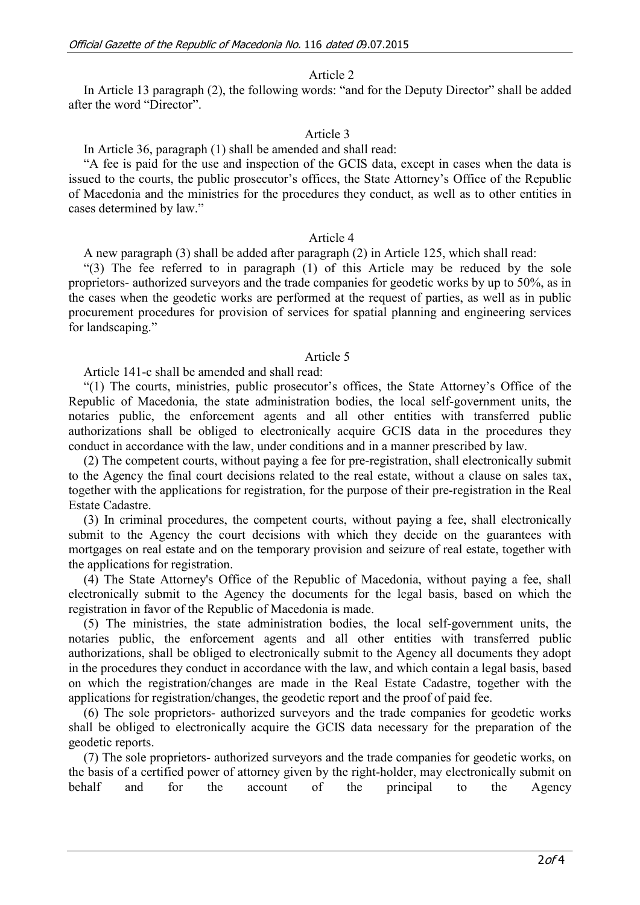Article 2

In Article 13 paragraph (2), the following words: "and for the Deputy Director" shall be added after the word "Director".

Article 3

In Article 36, paragraph (1) shall be amended and shall read:

"A fee is paid for the use and inspection of the GCIS data, except in cases when the data is issued to the courts, the public prosecutor's offices, the State Attorney's Office of the Republic of Macedonia and the ministries for the procedures they conduct, as well as to other entities in cases determined by law."

Article 4

A new paragraph (3) shall be added after paragraph (2) in Article 125, which shall read:

"(3) The fee referred to in paragraph (1) of this Article may be reduced by the sole proprietors- authorized surveyors and the trade companies for geodetic works by up to 50%, as in the cases when the geodetic works are performed at the request of parties, as well as in public procurement procedures for provision of services for spatial planning and engineering services for landscaping."

Article 5

Article 141-c shall be amended and shall read:

"(1) The courts, ministries, public prosecutor's offices, the State Attorney's Office of the Republic of Macedonia, the state administration bodies, the local self-government units, the notaries public, the enforcement agents and all other entities with transferred public authorizations shall be obliged to electronically acquire GCIS data in the procedures they conduct in accordance with the law, under conditions and in a manner prescribed by law.

(2) The competent courts, without paying a fee for pre-registration, shall electronically submit to the Agency the final court decisions related to the real estate, without a clause on sales tax, together with the applications for registration, for the purpose of their pre-registration in the Real Estate Cadastre.

(3) In criminal procedures, the competent courts, without paying a fee, shall electronically submit to the Agency the court decisions with which they decide on the guarantees with mortgages on real estate and on the temporary provision and seizure of real estate, together with the applications for registration.

(4) The State Attorney's Office of the Republic of Macedonia, without paying a fee, shall electronically submit to the Agency the documents for the legal basis, based on which the registration in favor of the Republic of Macedonia is made.

(5) The ministries, the state administration bodies, the local self-government units, the notaries public, the enforcement agents and all other entities with transferred public authorizations, shall be obliged to electronically submit to the Agency all documents they adopt in the procedures they conduct in accordance with the law, and which contain a legal basis, based on which the registration/changes are made in the Real Estate Cadastre, together with the applications for registration/changes, the geodetic report and the proof of paid fee.

(6) The sole proprietors- authorized surveyors and the trade companies for geodetic works shall be obliged to electronically acquire the GCIS data necessary for the preparation of the geodetic reports.

(7) The sole proprietors- authorized surveyors and the trade companies for geodetic works, on the basis of a certified power of attorney given by the right-holder, may electronically submit on behalf and for the account of the principal to the Agency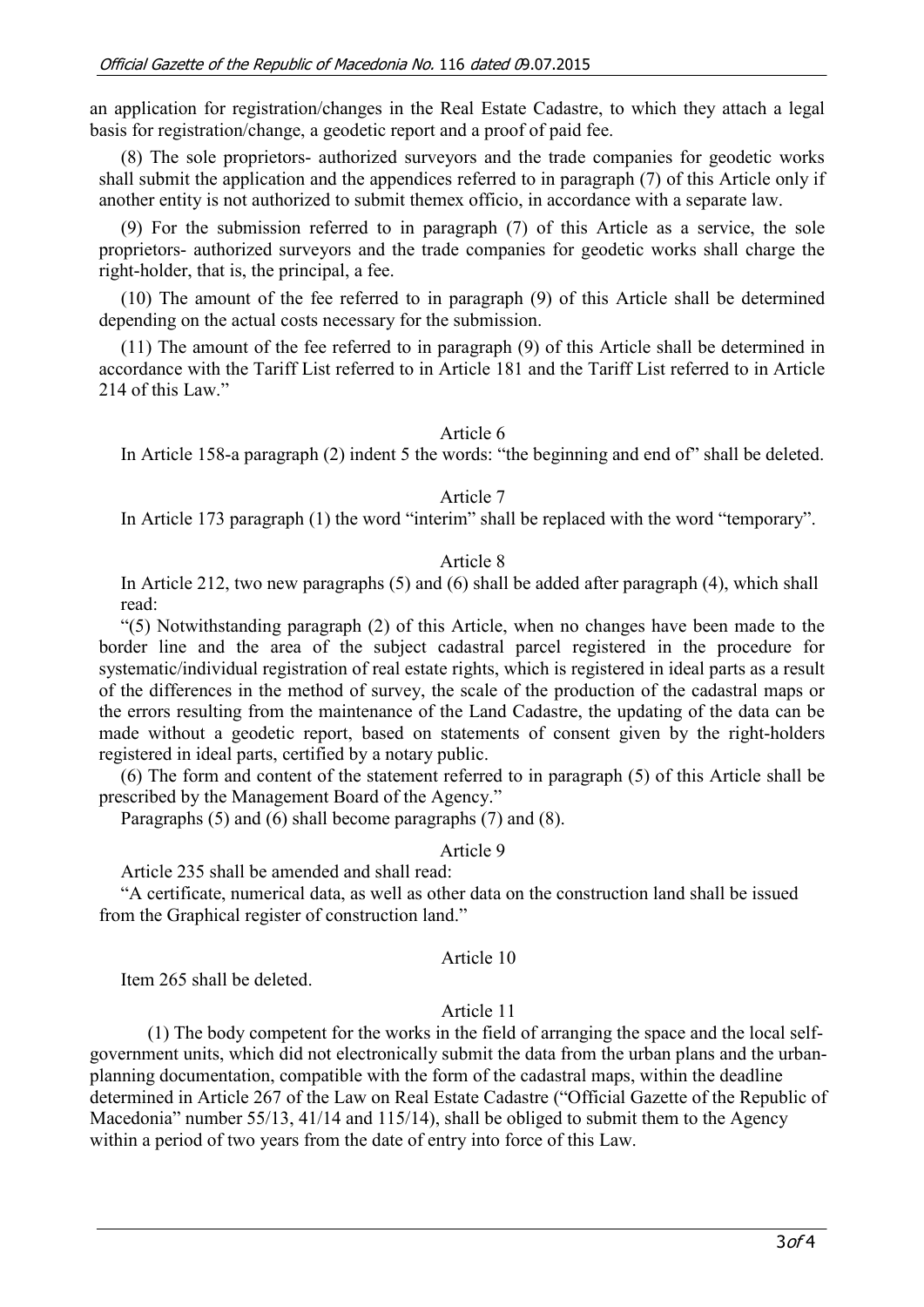an application for registration/changes in the Real Estate Cadastre, to which they attach a legal basis for registration/change, a geodetic report and a proof of paid fee.

(8) The sole proprietors- authorized surveyors and the trade companies for geodetic works shall submit the application and the appendices referred to in paragraph (7) of this Article only if another entity is not authorized to submit themex officio, in accordance with a separate law.

(9) For the submission referred to in paragraph (7) of this Article as a service, the sole proprietors- authorized surveyors and the trade companies for geodetic works shall charge the right-holder, that is, the principal, a fee.

(10) The amount of the fee referred to in paragraph (9) of this Article shall be determined depending on the actual costs necessary for the submission.

(11) The amount of the fee referred to in paragraph (9) of this Article shall be determined in accordance with the Tariff List referred to in Article 181 and the Tariff List referred to in Article 214 of this Law."

Article 6

In Article 158-a paragraph (2) indent 5 the words: "the beginning and end of" shall be deleted.

Article 7

In Article 173 paragraph (1) the word "interim" shall be replaced with the word "temporary".

Article 8

In Article 212, two new paragraphs (5) and (6) shall be added after paragraph (4), which shall read:

"(5) Notwithstanding paragraph (2) of this Article, when no changes have been made to the border line and the area of the subject cadastral parcel registered in the procedure for systematic/individual registration of real estate rights, which is registered in ideal parts as a result of the differences in the method of survey, the scale of the production of the cadastral maps or the errors resulting from the maintenance of the Land Cadastre, the updating of the data can be made without a geodetic report, based on statements of consent given by the right-holders registered in ideal parts, certified by a notary public.

(6) The form and content of the statement referred to in paragraph (5) of this Article shall be prescribed by the Management Board of the Agency."

Paragraphs (5) and (6) shall become paragraphs (7) and (8).

Article 9

Article 235 shall be amended and shall read:

"A certificate, numerical data, as well as other data on the construction land shall be issued from the Graphical register of construction land."

Article 10

Item 265 shall be deleted.

Article 11

(1) The body competent for the works in the field of arranging the space and the local self-government units, which did not electronically submit the data from the urban plans and the urban-planning documentation, compatible with the form of the cadastral maps, within the deadline determined in Article 267 of the Law on Real Estate Cadastre ("Official Gazette of the Republic of Macedonia" number 55/13, 41/14 and 115/14), shall be obliged to submit them to the Agency within a period of two years from the date of entry into force of this Law.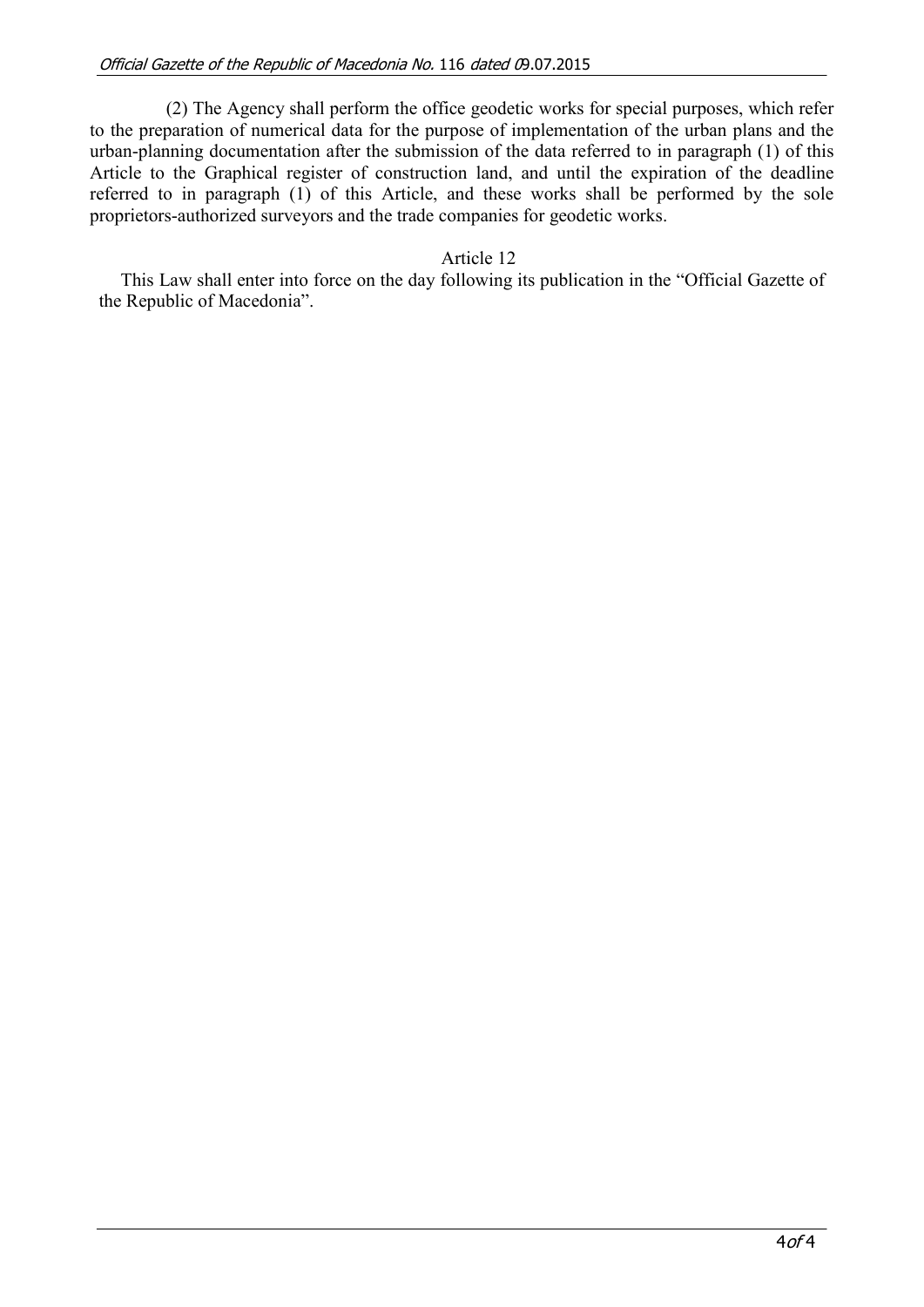(2) The Agency shall perform the office geodetic works for special purposes, which refer to the preparation of numerical data for the purpose of implementation of the urban plans and the urban-planning documentation after the submission of the data referred to in paragraph (1) of this Article to the Graphical register of construction land, and until the expiration of the deadline referred to in paragraph (1) of this Article, and these works shall be performed by the sole proprietors-authorized surveyors and the trade companies for geodetic works.

Article 12

This Law shall enter into force on the day following its publication in the "Official Gazette of the Republic of Macedonia".